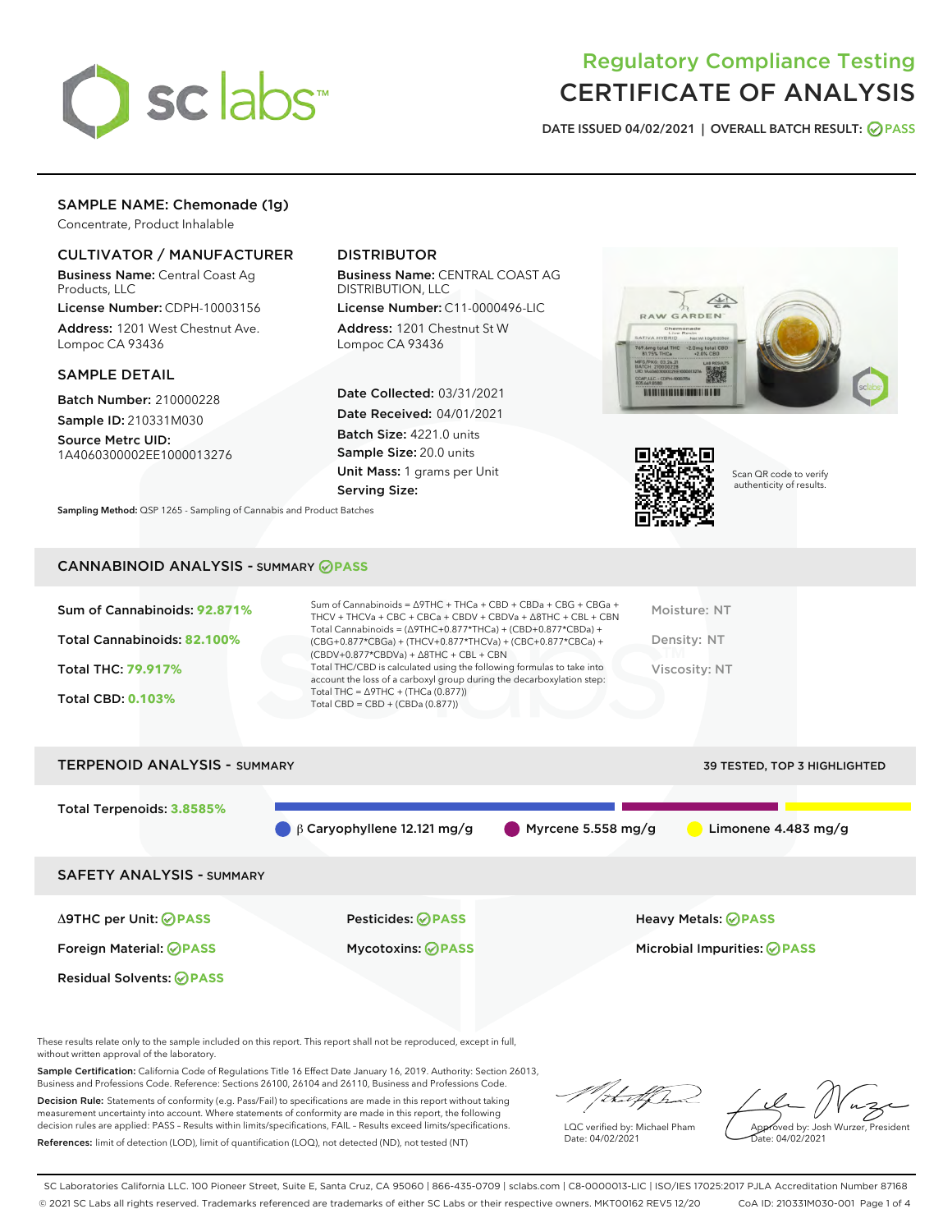# Regulatory Compliance Testing
# CERTIFICATE OF ANALYSIS

DATE ISSUED 04/02/2021 | OVERALL BATCH RESULT: PASS

## SAMPLE NAME: Chemonade (1g)

Concentrate, Product Inhalable

### CULTIVATOR / MANUFACTURER

**Business Name:** Central Coast Ag Products, LLC

**License Number:** CDPH-10003156

**Address:** 1201 West Chestnut Ave. Lompoc CA 93436

### DISTRIBUTOR

**Business Name:** CENTRAL COAST AG DISTRIBUTION, LLC

**License Number:** C11-0000496-LIC

**Address:** 1201 Chestnut St W Lompoc CA 93436

### SAMPLE DETAIL

**Batch Number:** 210000228

**Sample ID:** 210331M030

**Source Metrc UID:** 1A4060300002EE1000013276

**Date Collected:** 03/31/2021

**Date Received:** 04/01/2021

**Batch Size:** 4221.0 units

**Sample Size:** 20.0 units

**Unit Mass:** 1 grams per Unit

**Serving Size:**

Scan QR code to verify authenticity of results.

**Sampling Method:** QSP 1265 - Sampling of Cannabis and Product Batches

## CANNABINOID ANALYSIS - SUMMARY PASS

Sum of Cannabinoids: **92.871%**

Total Cannabinoids: **82.100%**

Total THC: **79.917%**

Total CBD: **0.103%**

Sum of Cannabinoids = Δ9THC + THCa + CBD + CBDa + CBG + CBGa + THCV + THCVa + CBC + CBCa + CBDV + CBDVa + Δ8THC + CBL + CBN

Total Cannabinoids = (Δ9THC+0.877*THCa) + (CBD+0.877*CBDa) + (CBG+0.877*CBGa) + (THCV+0.877*THCVa) + (CBC+0.877*CBCa) + (CBDV+0.877*CBDVa) + Δ8THC + CBL + CBN

Total THC/CBD is calculated using the following formulas to take into account the loss of a carboxyl group during the decarboxylation step:

Total THC = Δ9THC + (THCa (0.877))

Total CBD = CBD + (CBDa (0.877))

Moisture: NT

Density: NT

Viscosity: NT

## TERPENOID ANALYSIS - SUMMARY

39 TESTED, TOP 3 HIGHLIGHTED

Total Terpenoids: **3.8585%**

β Caryophyllene 12.121 mg/g | Myrcene 5.558 mg/g | Limonene 4.483 mg/g

## SAFETY ANALYSIS - SUMMARY

| | | |
|---|---|---|
| Δ9THC per Unit: PASS | Pesticides: PASS | Heavy Metals: PASS |
| Foreign Material: PASS | Mycotoxins: PASS | Microbial Impurities: PASS |
| Residual Solvents: PASS | | |

These results relate only to the sample included on this report. This report shall not be reproduced, except in full, without written approval of the laboratory.

**Sample Certification:** California Code of Regulations Title 16 Effect Date January 16, 2019. Authority: Section 26013, Business and Professions Code. Reference: Sections 26100, 26104 and 26110, Business and Professions Code.

**Decision Rule:** Statements of conformity (e.g. Pass/Fail) to specifications are made in this report without taking measurement uncertainty into account. Where statements of conformity are made in this report, the following decision rules are applied: PASS – Results within limits/specifications, FAIL – Results exceed limits/specifications.

**References:** limit of detection (LOD), limit of quantification (LOQ), not detected (ND), not tested (NT)

LQC verified by: Michael Pham
Date: 04/02/2021

Approved by: Josh Wurzer, President
Date: 04/02/2021

SC Laboratories California LLC. 100 Pioneer Street, Suite E, Santa Cruz, CA 95060 | 866-435-0709 | sclabs.com | C8-0000013-LIC | ISO/IES 17025:2017 PJLA Accreditation Number 87168
© 2021 SC Labs all rights reserved. Trademarks referenced are trademarks of either SC Labs or their respective owners. MKT00162 REV5 12/20 CoA ID: 210331M030-001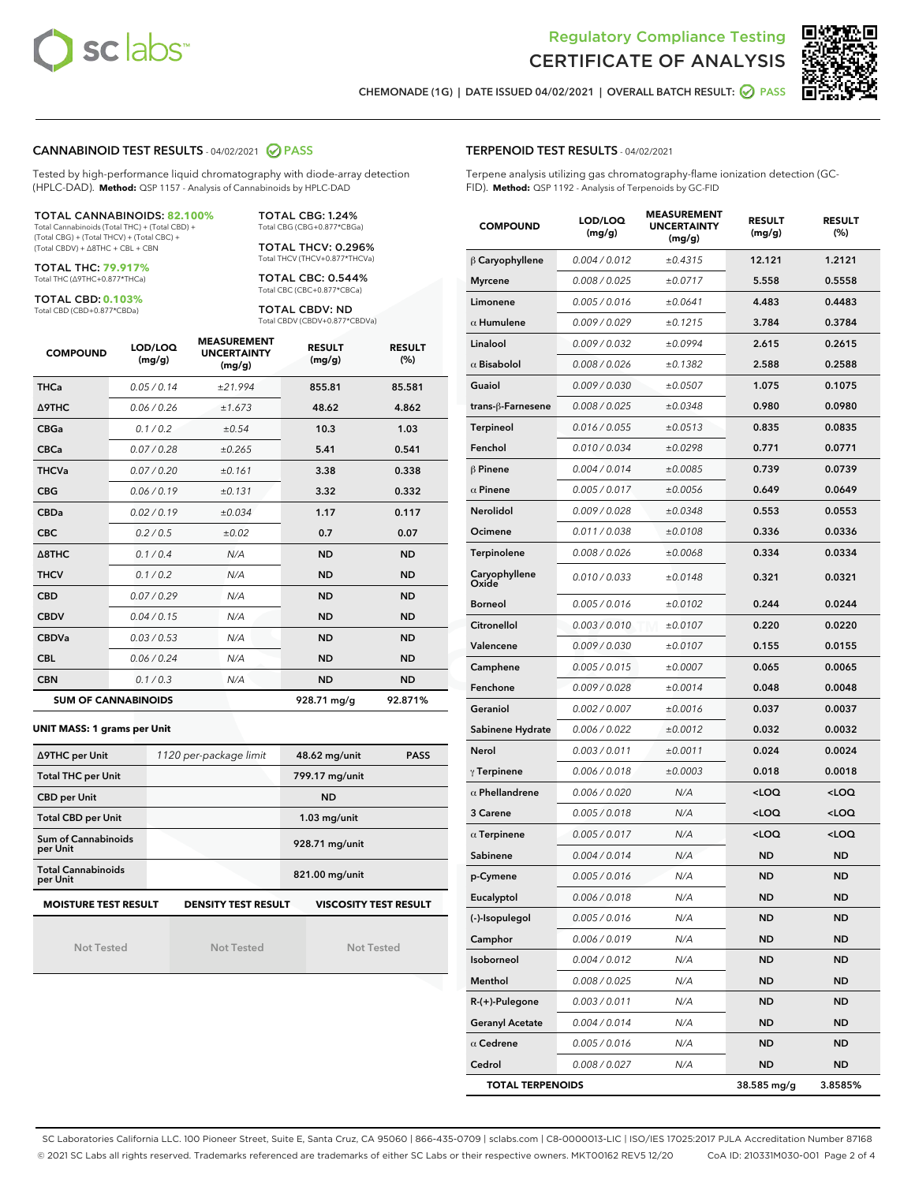Regulatory Compliance Testing

# CERTIFICATE OF ANALYSIS

CHEMONADE (1G) | DATE ISSUED 04/02/2021 | OVERALL BATCH RESULT: PASS

## CANNABINOID TEST RESULTS - 04/02/2021 PASS

Tested by high-performance liquid chromatography with diode-array detection (HPLC-DAD). **Method:** QSP 1157 - Analysis of Cannabinoids by HPLC-DAD

**TOTAL CANNABINOIDS: 82.100%**
Total Cannabinoids (Total THC) + (Total CBD) + (Total CBG) + (Total THCV) + (Total CBC) + (Total CBDV) + Δ8THC + CBL + CBN

**TOTAL THC: 79.917%**
Total THC (Δ9THC+0.877*THCa)

**TOTAL CBD: 0.103%**
Total CBD (CBD+0.877*CBDa)

**TOTAL CBG: 1.24%**
Total CBG (CBG+0.877*CBGa)

**TOTAL THCV: 0.296%**
Total THCV (THCV+0.877*THCVa)

**TOTAL CBC: 0.544%**
Total CBC (CBC+0.877*CBCa)

**TOTAL CBDV: ND**
Total CBDV (CBDV+0.877*CBDVa)

| COMPOUND | LOD/LOQ (mg/g) | MEASUREMENT UNCERTAINTY (mg/g) | RESULT (mg/g) | RESULT (%) |
|---|---|---|---|---|
| THCa | 0.05 / 0.14 | ±21.994 | 855.81 | 85.581 |
| Δ9THC | 0.06 / 0.26 | ±1.673 | 48.62 | 4.862 |
| CBGa | 0.1 / 0.2 | ±0.54 | 10.3 | 1.03 |
| CBCa | 0.07 / 0.28 | ±0.265 | 5.41 | 0.541 |
| THCVa | 0.07 / 0.20 | ±0.161 | 3.38 | 0.338 |
| CBG | 0.06 / 0.19 | ±0.131 | 3.32 | 0.332 |
| CBDa | 0.02 / 0.19 | ±0.034 | 1.17 | 0.117 |
| CBC | 0.2 / 0.5 | ±0.02 | 0.7 | 0.07 |
| Δ8THC | 0.1 / 0.4 | N/A | ND | ND |
| THCV | 0.1 / 0.2 | N/A | ND | ND |
| CBD | 0.07 / 0.29 | N/A | ND | ND |
| CBDV | 0.04 / 0.15 | N/A | ND | ND |
| CBDVa | 0.03 / 0.53 | N/A | ND | ND |
| CBL | 0.06 / 0.24 | N/A | ND | ND |
| CBN | 0.1 / 0.3 | N/A | ND | ND |
| **SUM OF CANNABINOIDS** | | | 928.71 mg/g | 92.871% |

**UNIT MASS: 1 grams per Unit**

| | | | |
|---|---|---|---|
| Δ9THC per Unit | 1120 per-package limit | 48.62 mg/unit | PASS |
| Total THC per Unit | | 799.17 mg/unit | |
| CBD per Unit | | ND | |
| Total CBD per Unit | | 1.03 mg/unit | |
| Sum of Cannabinoids per Unit | | 928.71 mg/unit | |
| Total Cannabinoids per Unit | | 821.00 mg/unit | |

| MOISTURE TEST RESULT | DENSITY TEST RESULT | VISCOSITY TEST RESULT |
|---|---|---|
| Not Tested | Not Tested | Not Tested |

## TERPENOID TEST RESULTS - 04/02/2021

Terpene analysis utilizing gas chromatography-flame ionization detection (GC-FID). **Method:** QSP 1192 - Analysis of Terpenoids by GC-FID

| COMPOUND | LOD/LOQ (mg/g) | MEASUREMENT UNCERTAINTY (mg/g) | RESULT (mg/g) | RESULT (%) |
|---|---|---|---|---|
| β Caryophyllene | 0.004 / 0.012 | ±0.4315 | 12.121 | 1.2121 |
| Myrcene | 0.008 / 0.025 | ±0.0717 | 5.558 | 0.5558 |
| Limonene | 0.005 / 0.016 | ±0.0641 | 4.483 | 0.4483 |
| α Humulene | 0.009 / 0.029 | ±0.1215 | 3.784 | 0.3784 |
| Linalool | 0.009 / 0.032 | ±0.0994 | 2.615 | 0.2615 |
| α Bisabolol | 0.008 / 0.026 | ±0.1382 | 2.588 | 0.2588 |
| Guaiol | 0.009 / 0.030 | ±0.0507 | 1.075 | 0.1075 |
| trans-β-Farnesene | 0.008 / 0.025 | ±0.0348 | 0.980 | 0.0980 |
| Terpineol | 0.016 / 0.055 | ±0.0513 | 0.835 | 0.0835 |
| Fenchol | 0.010 / 0.034 | ±0.0298 | 0.771 | 0.0771 |
| β Pinene | 0.004 / 0.014 | ±0.0085 | 0.739 | 0.0739 |
| α Pinene | 0.005 / 0.017 | ±0.0056 | 0.649 | 0.0649 |
| Nerolidol | 0.009 / 0.028 | ±0.0348 | 0.553 | 0.0553 |
| Ocimene | 0.011 / 0.038 | ±0.0108 | 0.336 | 0.0336 |
| Terpinolene | 0.008 / 0.026 | ±0.0068 | 0.334 | 0.0334 |
| Caryophyllene Oxide | 0.010 / 0.033 | ±0.0148 | 0.321 | 0.0321 |
| Borneol | 0.005 / 0.016 | ±0.0102 | 0.244 | 0.0244 |
| Citronellol | 0.003 / 0.010 | ±0.0107 | 0.220 | 0.0220 |
| Valencene | 0.009 / 0.030 | ±0.0107 | 0.155 | 0.0155 |
| Camphene | 0.005 / 0.015 | ±0.0007 | 0.065 | 0.0065 |
| Fenchone | 0.009 / 0.028 | ±0.0014 | 0.048 | 0.0048 |
| Geraniol | 0.002 / 0.007 | ±0.0016 | 0.037 | 0.0037 |
| Sabinene Hydrate | 0.006 / 0.022 | ±0.0012 | 0.032 | 0.0032 |
| Nerol | 0.003 / 0.011 | ±0.0011 | 0.024 | 0.0024 |
| γ Terpinene | 0.006 / 0.018 | ±0.0003 | 0.018 | 0.0018 |
| α Phellandrene | 0.006 / 0.020 | N/A | <LOQ | <LOQ |
| 3 Carene | 0.005 / 0.018 | N/A | <LOQ | <LOQ |
| α Terpinene | 0.005 / 0.017 | N/A | <LOQ | <LOQ |
| Sabinene | 0.004 / 0.014 | N/A | ND | ND |
| p-Cymene | 0.005 / 0.016 | N/A | ND | ND |
| Eucalyptol | 0.006 / 0.018 | N/A | ND | ND |
| (-)-Isopulegol | 0.005 / 0.016 | N/A | ND | ND |
| Camphor | 0.006 / 0.019 | N/A | ND | ND |
| Isoborneol | 0.004 / 0.012 | N/A | ND | ND |
| Menthol | 0.008 / 0.025 | N/A | ND | ND |
| R-(+)-Pulegone | 0.003 / 0.011 | N/A | ND | ND |
| Geranyl Acetate | 0.004 / 0.014 | N/A | ND | ND |
| α Cedrene | 0.005 / 0.016 | N/A | ND | ND |
| Cedrol | 0.008 / 0.027 | N/A | ND | ND |
| **TOTAL TERPENOIDS** | | | 38.585 mg/g | 3.8585% |

SC Laboratories California LLC. 100 Pioneer Street, Suite E, Santa Cruz, CA 95060 | 866-435-0709 | sclabs.com | C8-0000013-LIC | ISO/IES 17025:2017 PJLA Accreditation Number 87168
© 2021 SC Labs all rights reserved. Trademarks referenced are trademarks of either SC Labs or their respective owners. MKT00162 REV5 12/20 CoA ID: 210331M030-001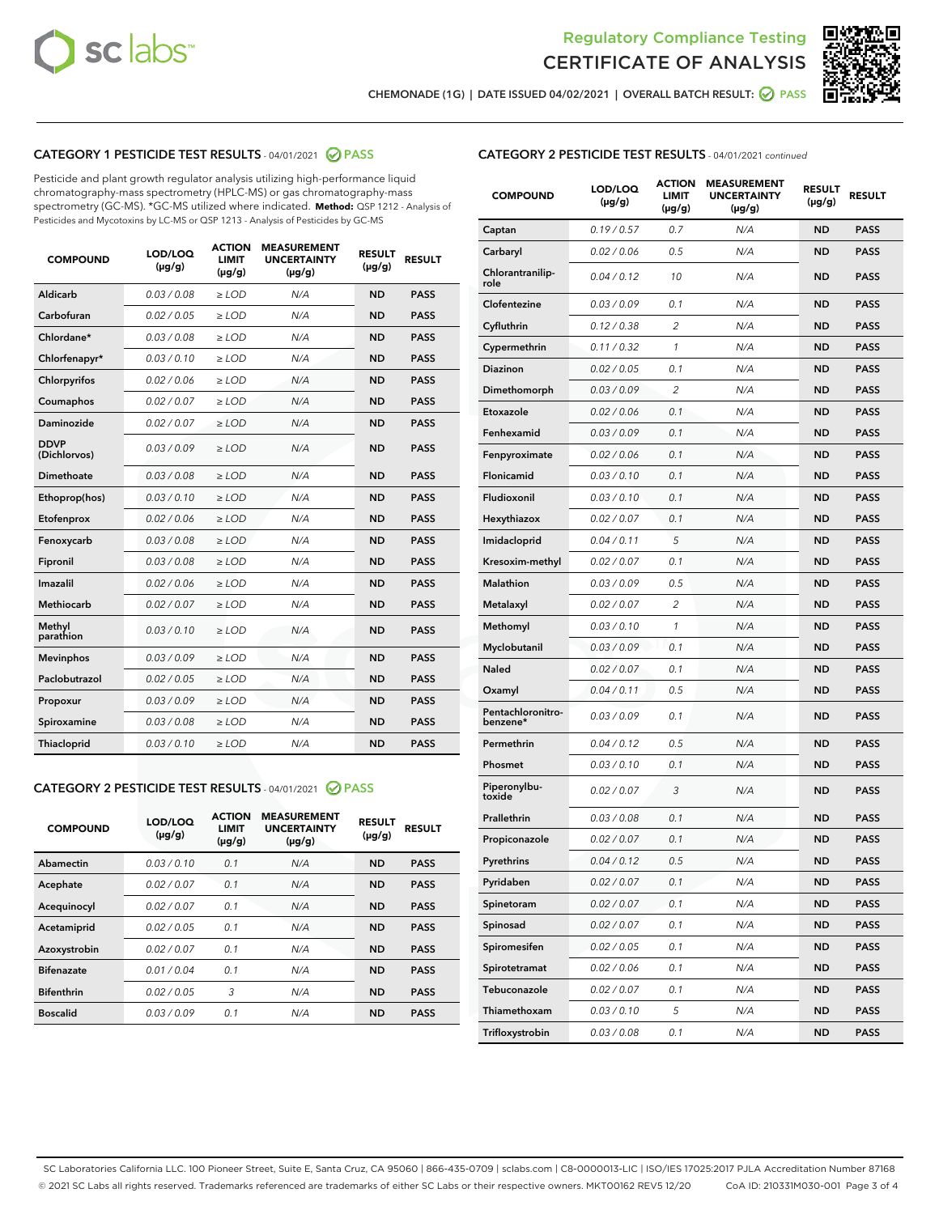Regulatory Compliance Testing
CERTIFICATE OF ANALYSIS

CHEMONADE (1G) | DATE ISSUED 04/02/2021 | OVERALL BATCH RESULT: PASS

## CATEGORY 1 PESTICIDE TEST RESULTS - 04/01/2021 PASS

Pesticide and plant growth regulator analysis utilizing high-performance liquid chromatography-mass spectrometry (HPLC-MS) or gas chromatography-mass spectrometry (GC-MS). *GC-MS utilized where indicated. **Method:** QSP 1212 - Analysis of Pesticides and Mycotoxins by LC-MS or QSP 1213 - Analysis of Pesticides by GC-MS

| COMPOUND | LOD/LOQ (µg/g) | ACTION LIMIT (µg/g) | MEASUREMENT UNCERTAINTY (µg/g) | RESULT (µg/g) | RESULT |
|---|---|---|---|---|---|
| Aldicarb | 0.03 / 0.08 | ≥ LOD | N/A | ND | PASS |
| Carbofuran | 0.02 / 0.05 | ≥ LOD | N/A | ND | PASS |
| Chlordane* | 0.03 / 0.08 | ≥ LOD | N/A | ND | PASS |
| Chlorfenapyr* | 0.03 / 0.10 | ≥ LOD | N/A | ND | PASS |
| Chlorpyrifos | 0.02 / 0.06 | ≥ LOD | N/A | ND | PASS |
| Coumaphos | 0.02 / 0.07 | ≥ LOD | N/A | ND | PASS |
| Daminozide | 0.02 / 0.07 | ≥ LOD | N/A | ND | PASS |
| DDVP (Dichlorvos) | 0.03 / 0.09 | ≥ LOD | N/A | ND | PASS |
| Dimethoate | 0.03 / 0.08 | ≥ LOD | N/A | ND | PASS |
| Ethoprop(hos) | 0.03 / 0.10 | ≥ LOD | N/A | ND | PASS |
| Etofenprox | 0.02 / 0.06 | ≥ LOD | N/A | ND | PASS |
| Fenoxycarb | 0.03 / 0.08 | ≥ LOD | N/A | ND | PASS |
| Fipronil | 0.03 / 0.08 | ≥ LOD | N/A | ND | PASS |
| Imazalil | 0.02 / 0.06 | ≥ LOD | N/A | ND | PASS |
| Methiocarb | 0.02 / 0.07 | ≥ LOD | N/A | ND | PASS |
| Methyl parathion | 0.03 / 0.10 | ≥ LOD | N/A | ND | PASS |
| Mevinphos | 0.03 / 0.09 | ≥ LOD | N/A | ND | PASS |
| Paclobutrazol | 0.02 / 0.05 | ≥ LOD | N/A | ND | PASS |
| Propoxur | 0.03 / 0.09 | ≥ LOD | N/A | ND | PASS |
| Spiroxamine | 0.03 / 0.08 | ≥ LOD | N/A | ND | PASS |
| Thiacloprid | 0.03 / 0.10 | ≥ LOD | N/A | ND | PASS |

## CATEGORY 2 PESTICIDE TEST RESULTS - 04/01/2021 PASS

| COMPOUND | LOD/LOQ (µg/g) | ACTION LIMIT (µg/g) | MEASUREMENT UNCERTAINTY (µg/g) | RESULT (µg/g) | RESULT |
|---|---|---|---|---|---|
| Abamectin | 0.03 / 0.10 | 0.1 | N/A | ND | PASS |
| Acephate | 0.02 / 0.07 | 0.1 | N/A | ND | PASS |
| Acequinocyl | 0.02 / 0.07 | 0.1 | N/A | ND | PASS |
| Acetamiprid | 0.02 / 0.05 | 0.1 | N/A | ND | PASS |
| Azoxystrobin | 0.02 / 0.07 | 0.1 | N/A | ND | PASS |
| Bifenazate | 0.01 / 0.04 | 0.1 | N/A | ND | PASS |
| Bifenthrin | 0.02 / 0.05 | 3 | N/A | ND | PASS |
| Boscalid | 0.03 / 0.09 | 0.1 | N/A | ND | PASS |
| Captan | 0.19 / 0.57 | 0.7 | N/A | ND | PASS |
| Carbaryl | 0.02 / 0.06 | 0.5 | N/A | ND | PASS |
| Chlorantraniliprole | 0.04 / 0.12 | 10 | N/A | ND | PASS |
| Clofentezine | 0.03 / 0.09 | 0.1 | N/A | ND | PASS |
| Cyfluthrin | 0.12 / 0.38 | 2 | N/A | ND | PASS |
| Cypermethrin | 0.11 / 0.32 | 1 | N/A | ND | PASS |
| Diazinon | 0.02 / 0.05 | 0.1 | N/A | ND | PASS |
| Dimethomorph | 0.03 / 0.09 | 2 | N/A | ND | PASS |
| Etoxazole | 0.02 / 0.06 | 0.1 | N/A | ND | PASS |
| Fenhexamid | 0.03 / 0.09 | 0.1 | N/A | ND | PASS |
| Fenpyroximate | 0.02 / 0.06 | 0.1 | N/A | ND | PASS |
| Flonicamid | 0.03 / 0.10 | 0.1 | N/A | ND | PASS |
| Fludioxonil | 0.03 / 0.10 | 0.1 | N/A | ND | PASS |
| Hexythiazox | 0.02 / 0.07 | 0.1 | N/A | ND | PASS |
| Imidacloprid | 0.04 / 0.11 | 5 | N/A | ND | PASS |
| Kresoxim-methyl | 0.02 / 0.07 | 0.1 | N/A | ND | PASS |
| Malathion | 0.03 / 0.09 | 0.5 | N/A | ND | PASS |
| Metalaxyl | 0.02 / 0.07 | 2 | N/A | ND | PASS |
| Methomyl | 0.03 / 0.10 | 1 | N/A | ND | PASS |
| Myclobutanil | 0.03 / 0.09 | 0.1 | N/A | ND | PASS |
| Naled | 0.02 / 0.07 | 0.1 | N/A | ND | PASS |
| Oxamyl | 0.04 / 0.11 | 0.5 | N/A | ND | PASS |
| Pentachloronitrobenzene* | 0.03 / 0.09 | 0.1 | N/A | ND | PASS |
| Permethrin | 0.04 / 0.12 | 0.5 | N/A | ND | PASS |
| Phosmet | 0.03 / 0.10 | 0.1 | N/A | ND | PASS |
| Piperonylbutoxide | 0.02 / 0.07 | 3 | N/A | ND | PASS |
| Prallethrin | 0.03 / 0.08 | 0.1 | N/A | ND | PASS |
| Propiconazole | 0.02 / 0.07 | 0.1 | N/A | ND | PASS |
| Pyrethrins | 0.04 / 0.12 | 0.5 | N/A | ND | PASS |
| Pyridaben | 0.02 / 0.07 | 0.1 | N/A | ND | PASS |
| Spinetoram | 0.02 / 0.07 | 0.1 | N/A | ND | PASS |
| Spinosad | 0.02 / 0.07 | 0.1 | N/A | ND | PASS |
| Spiromesifen | 0.02 / 0.05 | 0.1 | N/A | ND | PASS |
| Spirotetramat | 0.02 / 0.06 | 0.1 | N/A | ND | PASS |
| Tebuconazole | 0.02 / 0.07 | 0.1 | N/A | ND | PASS |
| Thiamethoxam | 0.03 / 0.10 | 5 | N/A | ND | PASS |
| Trifloxystrobin | 0.03 / 0.08 | 0.1 | N/A | ND | PASS |

SC Laboratories California LLC. 100 Pioneer Street, Suite E, Santa Cruz, CA 95060 | 866-435-0709 | sclabs.com | C8-0000013-LIC | ISO/IES 17025:2017 PJLA Accreditation Number 87168
© 2021 SC Labs all rights reserved. Trademarks referenced are trademarks of either SC Labs or their respective owners. MKT00162 REV5 12/20 CoA ID: 210331M030-001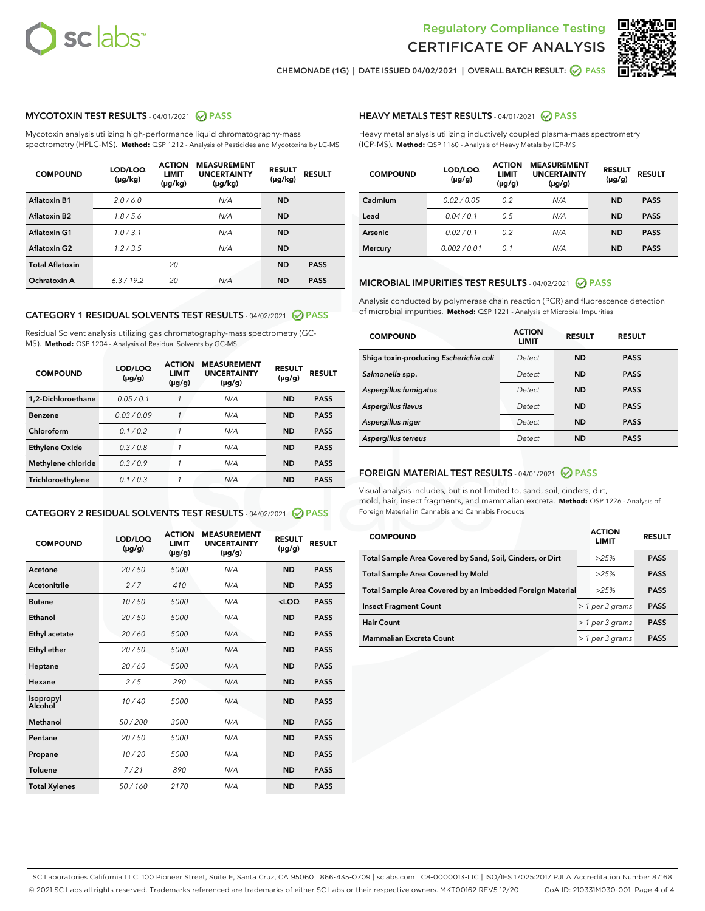Regulatory Compliance Testing

# CERTIFICATE OF ANALYSIS

CHEMONADE (1G) | DATE ISSUED 04/02/2021 | OVERALL BATCH RESULT: PASS

## MYCOTOXIN TEST RESULTS - 04/01/2021 PASS

Mycotoxin analysis utilizing high-performance liquid chromatography-mass spectrometry (HPLC-MS). **Method:** QSP 1212 - Analysis of Pesticides and Mycotoxins by LC-MS

| COMPOUND | LOD/LOQ (µg/kg) | ACTION LIMIT (µg/kg) | MEASUREMENT UNCERTAINTY (µg/kg) | RESULT (µg/kg) | RESULT |
|---|---|---|---|---|---|
| Aflatoxin B1 | 2.0 / 6.0 | | N/A | ND | |
| Aflatoxin B2 | 1.8 / 5.6 | | N/A | ND | |
| Aflatoxin G1 | 1.0 / 3.1 | | N/A | ND | |
| Aflatoxin G2 | 1.2 / 3.5 | | N/A | ND | |
| Total Aflatoxin | | 20 | | ND | PASS |
| Ochratoxin A | 6.3 / 19.2 | 20 | N/A | ND | PASS |

## CATEGORY 1 RESIDUAL SOLVENTS TEST RESULTS - 04/02/2021 PASS

Residual Solvent analysis utilizing gas chromatography-mass spectrometry (GC-MS). **Method:** QSP 1204 - Analysis of Residual Solvents by GC-MS

| COMPOUND | LOD/LOQ (µg/g) | ACTION LIMIT (µg/g) | MEASUREMENT UNCERTAINTY (µg/g) | RESULT (µg/g) | RESULT |
|---|---|---|---|---|---|
| 1,2-Dichloroethane | 0.05 / 0.1 | 1 | N/A | ND | PASS |
| Benzene | 0.03 / 0.09 | 1 | N/A | ND | PASS |
| Chloroform | 0.1 / 0.2 | 1 | N/A | ND | PASS |
| Ethylene Oxide | 0.3 / 0.8 | 1 | N/A | ND | PASS |
| Methylene chloride | 0.3 / 0.9 | 1 | N/A | ND | PASS |
| Trichloroethylene | 0.1 / 0.3 | 1 | N/A | ND | PASS |

## CATEGORY 2 RESIDUAL SOLVENTS TEST RESULTS - 04/02/2021 PASS

| COMPOUND | LOD/LOQ (µg/g) | ACTION LIMIT (µg/g) | MEASUREMENT UNCERTAINTY (µg/g) | RESULT (µg/g) | RESULT |
|---|---|---|---|---|---|
| Acetone | 20 / 50 | 5000 | N/A | ND | PASS |
| Acetonitrile | 2 / 7 | 410 | N/A | ND | PASS |
| Butane | 10 / 50 | 5000 | N/A | <LOQ | PASS |
| Ethanol | 20 / 50 | 5000 | N/A | ND | PASS |
| Ethyl acetate | 20 / 60 | 5000 | N/A | ND | PASS |
| Ethyl ether | 20 / 50 | 5000 | N/A | ND | PASS |
| Heptane | 20 / 60 | 5000 | N/A | ND | PASS |
| Hexane | 2 / 5 | 290 | N/A | ND | PASS |
| Isopropyl Alcohol | 10 / 40 | 5000 | N/A | ND | PASS |
| Methanol | 50 / 200 | 3000 | N/A | ND | PASS |
| Pentane | 20 / 50 | 5000 | N/A | ND | PASS |
| Propane | 10 / 20 | 5000 | N/A | ND | PASS |
| Toluene | 7 / 21 | 890 | N/A | ND | PASS |
| Total Xylenes | 50 / 160 | 2170 | N/A | ND | PASS |

## HEAVY METALS TEST RESULTS - 04/01/2021 PASS

Heavy metal analysis utilizing inductively coupled plasma-mass spectrometry (ICP-MS). **Method:** QSP 1160 - Analysis of Heavy Metals by ICP-MS

| COMPOUND | LOD/LOQ (µg/g) | ACTION LIMIT (µg/g) | MEASUREMENT UNCERTAINTY (µg/g) | RESULT (µg/g) | RESULT |
|---|---|---|---|---|---|
| Cadmium | 0.02 / 0.05 | 0.2 | N/A | ND | PASS |
| Lead | 0.04 / 0.1 | 0.5 | N/A | ND | PASS |
| Arsenic | 0.02 / 0.1 | 0.2 | N/A | ND | PASS |
| Mercury | 0.002 / 0.01 | 0.1 | N/A | ND | PASS |

## MICROBIAL IMPURITIES TEST RESULTS - 04/02/2021 PASS

Analysis conducted by polymerase chain reaction (PCR) and fluorescence detection of microbial impurities. **Method:** QSP 1221 - Analysis of Microbial Impurities

| COMPOUND | ACTION LIMIT | RESULT | RESULT |
|---|---|---|---|
| *Shiga toxin-producing Escherichia coli* | Detect | ND | PASS |
| *Salmonella* spp. | Detect | ND | PASS |
| *Aspergillus fumigatus* | Detect | ND | PASS |
| *Aspergillus flavus* | Detect | ND | PASS |
| *Aspergillus niger* | Detect | ND | PASS |
| *Aspergillus terreus* | Detect | ND | PASS |

## FOREIGN MATERIAL TEST RESULTS - 04/01/2021 PASS

Visual analysis includes, but is not limited to, sand, soil, cinders, dirt, mold, hair, insect fragments, and mammalian excreta. **Method:** QSP 1226 - Analysis of Foreign Material in Cannabis and Cannabis Products

| COMPOUND | ACTION LIMIT | RESULT |
|---|---|---|
| Total Sample Area Covered by Sand, Soil, Cinders, or Dirt | >25% | PASS |
| Total Sample Area Covered by Mold | >25% | PASS |
| Total Sample Area Covered by an Imbedded Foreign Material | >25% | PASS |
| Insect Fragment Count | > 1 per 3 grams | PASS |
| Hair Count | > 1 per 3 grams | PASS |
| Mammalian Excreta Count | > 1 per 3 grams | PASS |

SC Laboratories California LLC. 100 Pioneer Street, Suite E, Santa Cruz, CA 95060 | 866-435-0709 | sclabs.com | C8-0000013-LIC | ISO/IES 17025:2017 PJLA Accreditation Number 87168
© 2021 SC Labs all rights reserved. Trademarks referenced are trademarks of either SC Labs or their respective owners. MKT00162 REV5 12/20 CoA ID: 210331M030-001